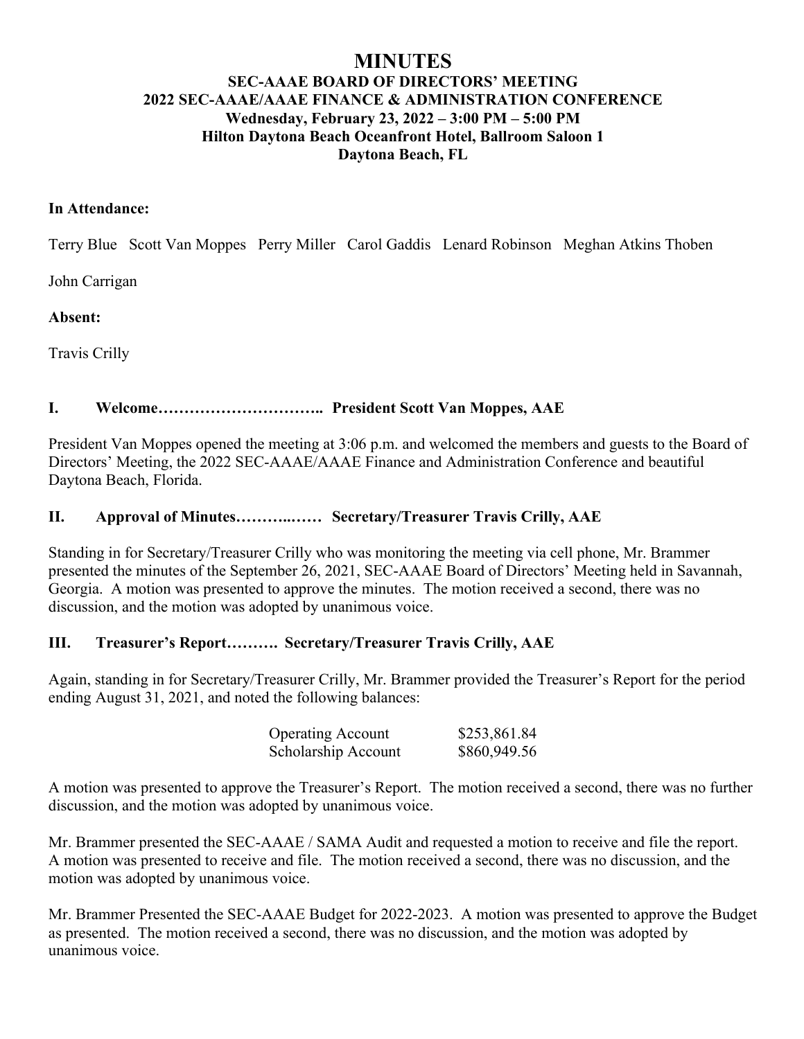# MINUTES

## SEC-AAAE BOARD OF DIRECTORS' MEETING
## 2022 SEC-AAAE/AAAE FINANCE & ADMINISTRATION CONFERENCE
## Wednesday, February 23, 2022 – 3:00 PM – 5:00 PM
## Hilton Daytona Beach Oceanfront Hotel, Ballroom Saloon 1
## Daytona Beach, FL

**In Attendance:**

Terry Blue Scott Van Moppes Perry Miller Carol Gaddis Lenard Robinson Meghan Atkins Thoben

John Carrigan

**Absent:**

Travis Crilly

### I. Welcome………………………….. President Scott Van Moppes, AAE

President Van Moppes opened the meeting at 3:06 p.m. and welcomed the members and guests to the Board of Directors' Meeting, the 2022 SEC-AAAE/AAAE Finance and Administration Conference and beautiful Daytona Beach, Florida.

### II. Approval of Minutes………..…… Secretary/Treasurer Travis Crilly, AAE

Standing in for Secretary/Treasurer Crilly who was monitoring the meeting via cell phone, Mr. Brammer presented the minutes of the September 26, 2021, SEC-AAAE Board of Directors' Meeting held in Savannah, Georgia. A motion was presented to approve the minutes. The motion received a second, there was no discussion, and the motion was adopted by unanimous voice.

### III. Treasurer's Report………. Secretary/Treasurer Travis Crilly, AAE

Again, standing in for Secretary/Treasurer Crilly, Mr. Brammer provided the Treasurer's Report for the period ending August 31, 2021, and noted the following balances:

| | |
|---|---|
| Operating Account | \$253,861.84 |
| Scholarship Account | \$860,949.56 |

A motion was presented to approve the Treasurer's Report. The motion received a second, there was no further discussion, and the motion was adopted by unanimous voice.

Mr. Brammer presented the SEC-AAAE / SAMA Audit and requested a motion to receive and file the report. A motion was presented to receive and file. The motion received a second, there was no discussion, and the motion was adopted by unanimous voice.

Mr. Brammer Presented the SEC-AAAE Budget for 2022-2023. A motion was presented to approve the Budget as presented. The motion received a second, there was no discussion, and the motion was adopted by unanimous voice.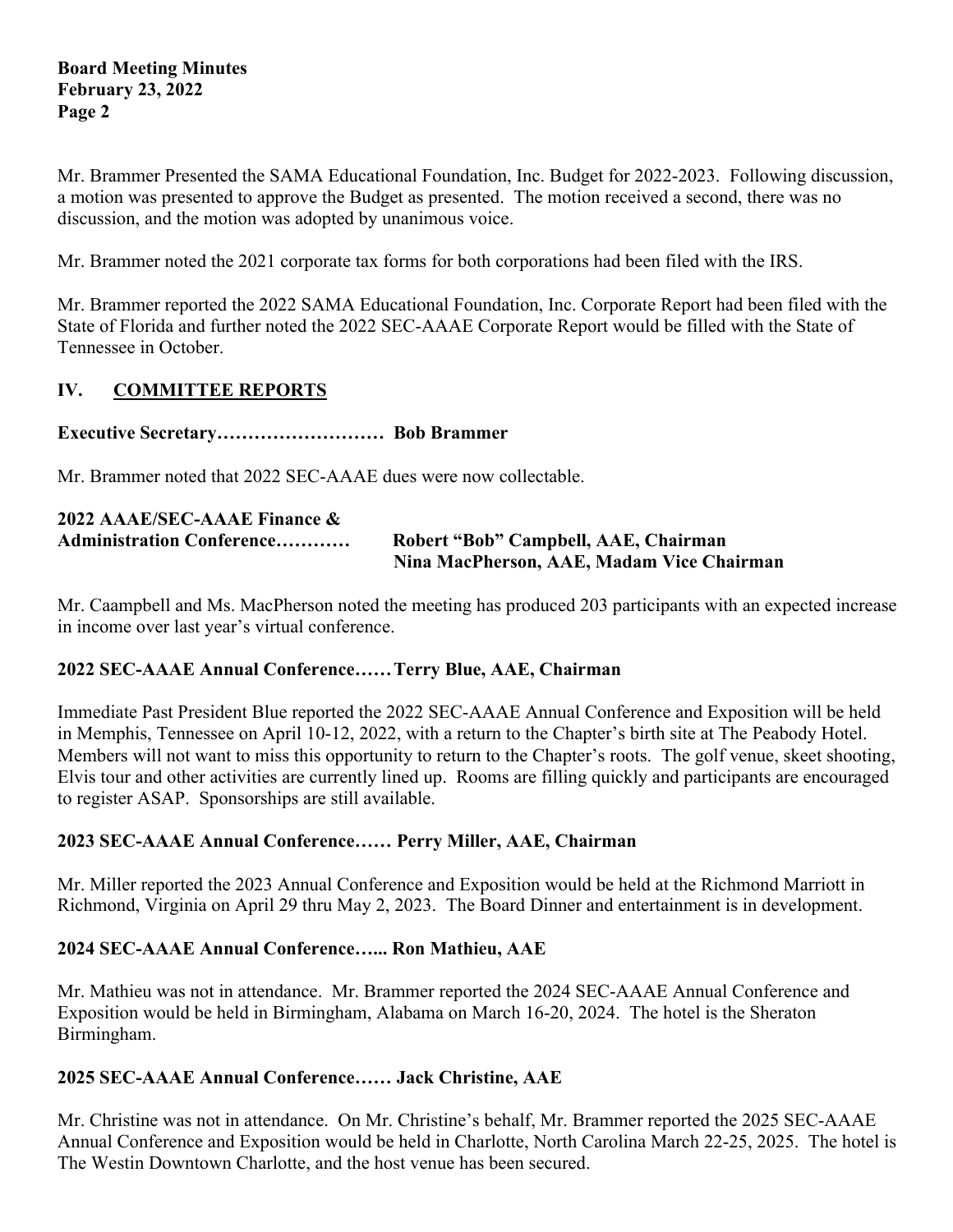Mr. Brammer Presented the SAMA Educational Foundation, Inc. Budget for 2022-2023. Following discussion, a motion was presented to approve the Budget as presented. The motion received a second, there was no discussion, and the motion was adopted by unanimous voice.

Mr. Brammer noted the 2021 corporate tax forms for both corporations had been filed with the IRS.

Mr. Brammer reported the 2022 SAMA Educational Foundation, Inc. Corporate Report had been filed with the State of Florida and further noted the 2022 SEC-AAAE Corporate Report would be filled with the State of Tennessee in October.

## IV. COMMITTEE REPORTS

**Executive Secretary……………………… Bob Brammer**

Mr. Brammer noted that 2022 SEC-AAAE dues were now collectable.

**2022 AAAE/SEC-AAAE Finance & Administration Conference………… Robert "Bob" Campbell, AAE, Chairman**
**Nina MacPherson, AAE, Madam Vice Chairman**

Mr. Caampbell and Ms. MacPherson noted the meeting has produced 203 participants with an expected increase in income over last year's virtual conference.

**2022 SEC-AAAE Annual Conference……Terry Blue, AAE, Chairman**

Immediate Past President Blue reported the 2022 SEC-AAAE Annual Conference and Exposition will be held in Memphis, Tennessee on April 10-12, 2022, with a return to the Chapter's birth site at The Peabody Hotel. Members will not want to miss this opportunity to return to the Chapter's roots. The golf venue, skeet shooting, Elvis tour and other activities are currently lined up. Rooms are filling quickly and participants are encouraged to register ASAP. Sponsorships are still available.

**2023 SEC-AAAE Annual Conference…… Perry Miller, AAE, Chairman**

Mr. Miller reported the 2023 Annual Conference and Exposition would be held at the Richmond Marriott in Richmond, Virginia on April 29 thru May 2, 2023. The Board Dinner and entertainment is in development.

**2024 SEC-AAAE Annual Conference…... Ron Mathieu, AAE**

Mr. Mathieu was not in attendance. Mr. Brammer reported the 2024 SEC-AAAE Annual Conference and Exposition would be held in Birmingham, Alabama on March 16-20, 2024. The hotel is the Sheraton Birmingham.

**2025 SEC-AAAE Annual Conference…… Jack Christine, AAE**

Mr. Christine was not in attendance. On Mr. Christine's behalf, Mr. Brammer reported the 2025 SEC-AAAE Annual Conference and Exposition would be held in Charlotte, North Carolina March 22-25, 2025. The hotel is The Westin Downtown Charlotte, and the host venue has been secured.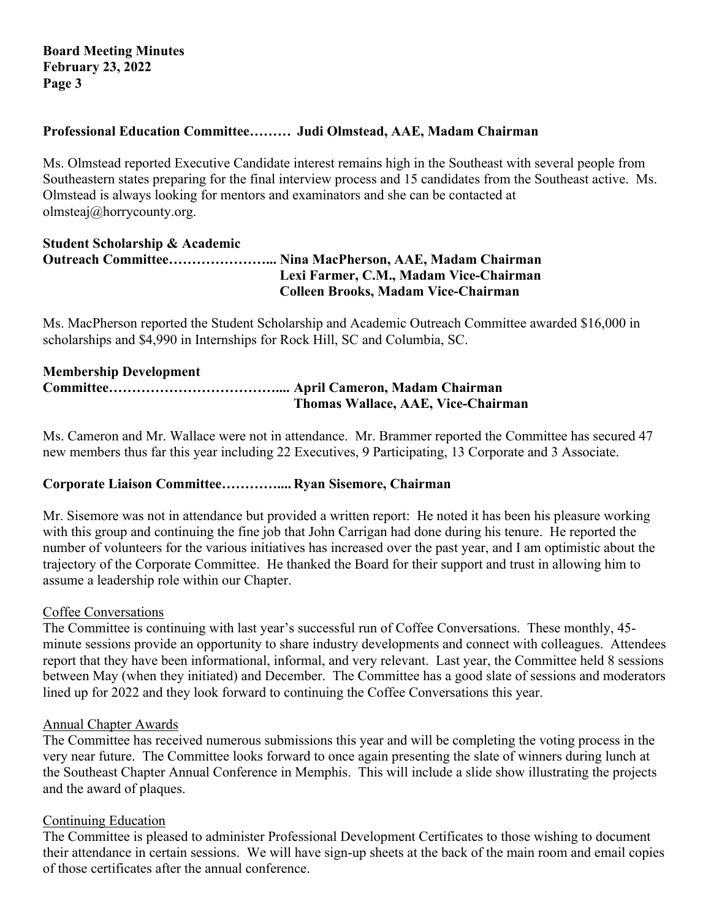**Professional Education Committee……… Judi Olmstead, AAE, Madam Chairman**

Ms. Olmstead reported Executive Candidate interest remains high in the Southeast with several people from Southeastern states preparing for the final interview process and 15 candidates from the Southeast active. Ms. Olmstead is always looking for mentors and examinators and she can be contacted at olmsteaj@horrycounty.org.

**Student Scholarship & Academic Outreach Committee…………………... Nina MacPherson, AAE, Madam Chairman**
**Lexi Farmer, C.M., Madam Vice-Chairman**
**Colleen Brooks, Madam Vice-Chairman**

Ms. MacPherson reported the Student Scholarship and Academic Outreach Committee awarded $16,000 in scholarships and $4,990 in Internships for Rock Hill, SC and Columbia, SC.

**Membership Development Committee……………………………….... April Cameron, Madam Chairman**
**Thomas Wallace, AAE, Vice-Chairman**

Ms. Cameron and Mr. Wallace were not in attendance. Mr. Brammer reported the Committee has secured 47 new members thus far this year including 22 Executives, 9 Participating, 13 Corporate and 3 Associate.

**Corporate Liaison Committee………….... Ryan Sisemore, Chairman**

Mr. Sisemore was not in attendance but provided a written report: He noted it has been his pleasure working with this group and continuing the fine job that John Carrigan had done during his tenure. He reported the number of volunteers for the various initiatives has increased over the past year, and I am optimistic about the trajectory of the Corporate Committee. He thanked the Board for their support and trust in allowing him to assume a leadership role within our Chapter.

Coffee Conversations
The Committee is continuing with last year's successful run of Coffee Conversations. These monthly, 45-minute sessions provide an opportunity to share industry developments and connect with colleagues. Attendees report that they have been informational, informal, and very relevant. Last year, the Committee held 8 sessions between May (when they initiated) and December. The Committee has a good slate of sessions and moderators lined up for 2022 and they look forward to continuing the Coffee Conversations this year.

Annual Chapter Awards
The Committee has received numerous submissions this year and will be completing the voting process in the very near future. The Committee looks forward to once again presenting the slate of winners during lunch at the Southeast Chapter Annual Conference in Memphis. This will include a slide show illustrating the projects and the award of plaques.

Continuing Education
The Committee is pleased to administer Professional Development Certificates to those wishing to document their attendance in certain sessions. We will have sign-up sheets at the back of the main room and email copies of those certificates after the annual conference.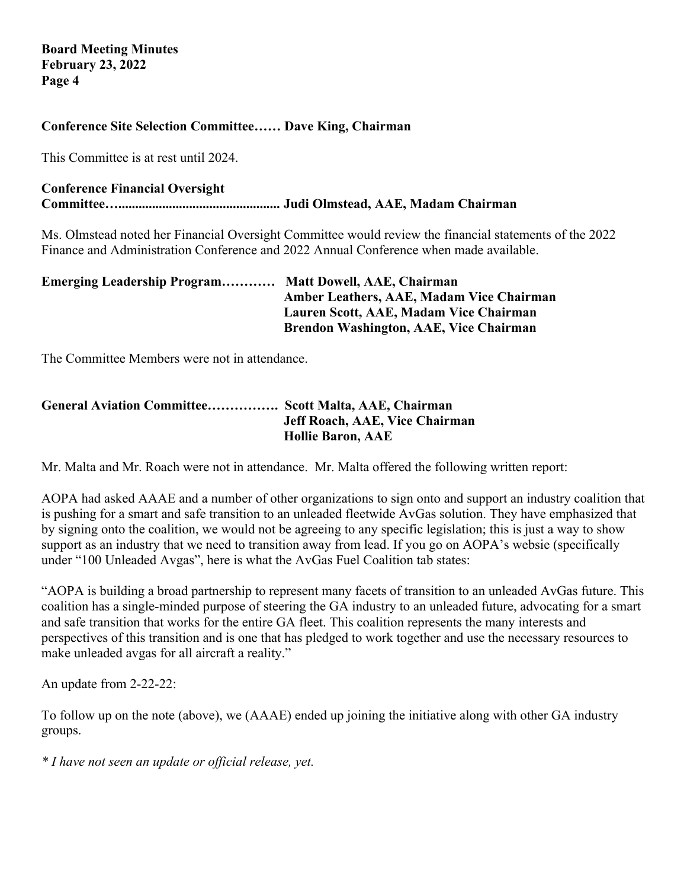**Conference Site Selection Committee…… Dave King, Chairman**

This Committee is at rest until 2024.

**Conference Financial Oversight Committee…............................................... Judi Olmstead, AAE, Madam Chairman**

Ms. Olmstead noted her Financial Oversight Committee would review the financial statements of the 2022 Finance and Administration Conference and 2022 Annual Conference when made available.

**Emerging Leadership Program………… Matt Dowell, AAE, Chairman**
**Amber Leathers, AAE, Madam Vice Chairman**
**Lauren Scott, AAE, Madam Vice Chairman**
**Brendon Washington, AAE, Vice Chairman**

The Committee Members were not in attendance.

**General Aviation Committee……………. Scott Malta, AAE, Chairman**
**Jeff Roach, AAE, Vice Chairman**
**Hollie Baron, AAE**

Mr. Malta and Mr. Roach were not in attendance. Mr. Malta offered the following written report:

AOPA had asked AAAE and a number of other organizations to sign onto and support an industry coalition that is pushing for a smart and safe transition to an unleaded fleetwide AvGas solution. They have emphasized that by signing onto the coalition, we would not be agreeing to any specific legislation; this is just a way to show support as an industry that we need to transition away from lead. If you go on AOPA's websie (specifically under "100 Unleaded Avgas", here is what the AvGas Fuel Coalition tab states:

"AOPA is building a broad partnership to represent many facets of transition to an unleaded AvGas future. This coalition has a single-minded purpose of steering the GA industry to an unleaded future, advocating for a smart and safe transition that works for the entire GA fleet. This coalition represents the many interests and perspectives of this transition and is one that has pledged to work together and use the necessary resources to make unleaded avgas for all aircraft a reality."

An update from 2-22-22:

To follow up on the note (above), we (AAAE) ended up joining the initiative along with other GA industry groups.

*\* I have not seen an update or official release, yet.*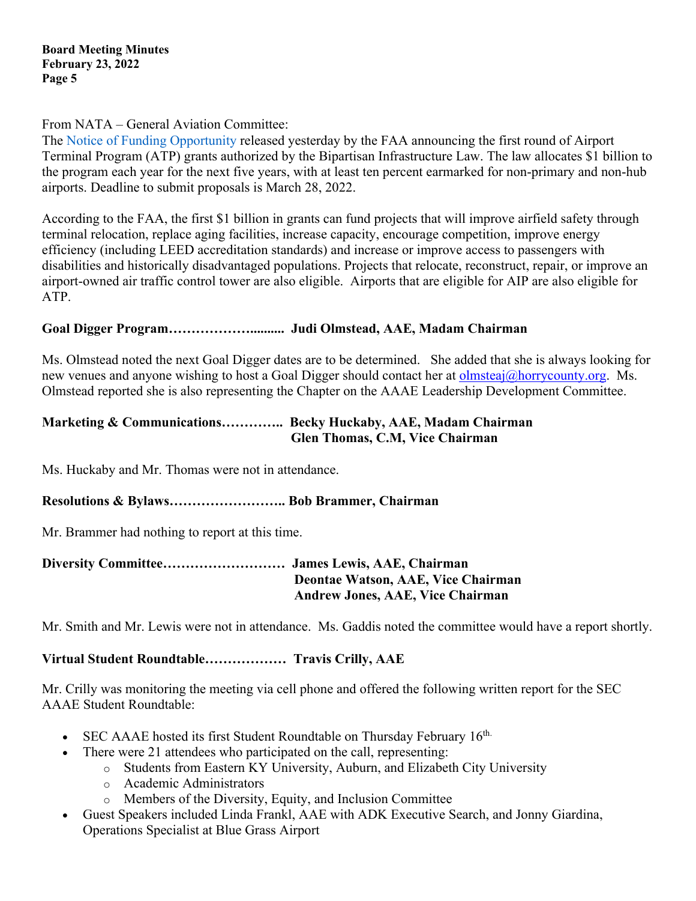From NATA – General Aviation Committee:
The Notice of Funding Opportunity released yesterday by the FAA announcing the first round of Airport Terminal Program (ATP) grants authorized by the Bipartisan Infrastructure Law. The law allocates $1 billion to the program each year for the next five years, with at least ten percent earmarked for non-primary and non-hub airports. Deadline to submit proposals is March 28, 2022.

According to the FAA, the first $1 billion in grants can fund projects that will improve airfield safety through terminal relocation, replace aging facilities, increase capacity, encourage competition, improve energy efficiency (including LEED accreditation standards) and increase or improve access to passengers with disabilities and historically disadvantaged populations. Projects that relocate, reconstruct, repair, or improve an airport-owned air traffic control tower are also eligible. Airports that are eligible for AIP are also eligible for ATP.

**Goal Digger Program…………….......... Judi Olmstead, AAE, Madam Chairman**

Ms. Olmstead noted the next Goal Digger dates are to be determined. She added that she is always looking for new venues and anyone wishing to host a Goal Digger should contact her at olmsteaj@horrycounty.org. Ms. Olmstead reported she is also representing the Chapter on the AAAE Leadership Development Committee.

**Marketing & Communications………….. Becky Huckaby, AAE, Madam Chairman**
**Glen Thomas, C.M, Vice Chairman**

Ms. Huckaby and Mr. Thomas were not in attendance.

**Resolutions & Bylaws…………………….. Bob Brammer, Chairman**

Mr. Brammer had nothing to report at this time.

**Diversity Committee……………………… James Lewis, AAE, Chairman**
**Deontae Watson, AAE, Vice Chairman**
**Andrew Jones, AAE, Vice Chairman**

Mr. Smith and Mr. Lewis were not in attendance. Ms. Gaddis noted the committee would have a report shortly.

**Virtual Student Roundtable……………… Travis Crilly, AAE**

Mr. Crilly was monitoring the meeting via cell phone and offered the following written report for the SEC AAAE Student Roundtable:

- SEC AAAE hosted its first Student Roundtable on Thursday February 16th.
- There were 21 attendees who participated on the call, representing:
  - Students from Eastern KY University, Auburn, and Elizabeth City University
  - Academic Administrators
  - Members of the Diversity, Equity, and Inclusion Committee
- Guest Speakers included Linda Frankl, AAE with ADK Executive Search, and Jonny Giardina, Operations Specialist at Blue Grass Airport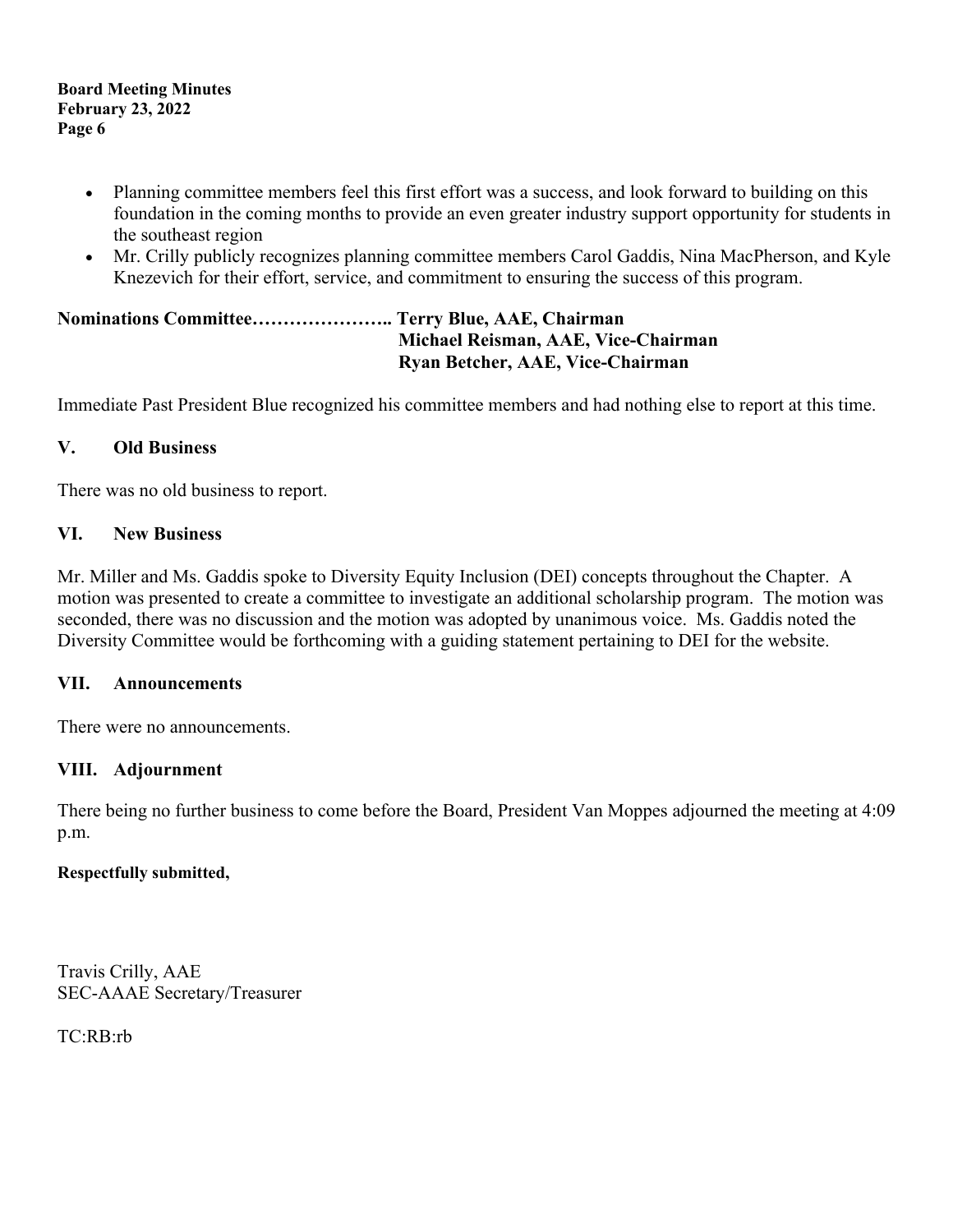- Planning committee members feel this first effort was a success, and look forward to building on this foundation in the coming months to provide an even greater industry support opportunity for students in the southeast region
- Mr. Crilly publicly recognizes planning committee members Carol Gaddis, Nina MacPherson, and Kyle Knezevich for their effort, service, and commitment to ensuring the success of this program.

**Nominations Committee………………….. Terry Blue, AAE, Chairman**
**Michael Reisman, AAE, Vice-Chairman**
**Ryan Betcher, AAE, Vice-Chairman**

Immediate Past President Blue recognized his committee members and had nothing else to report at this time.

## V. Old Business

There was no old business to report.

## VI. New Business

Mr. Miller and Ms. Gaddis spoke to Diversity Equity Inclusion (DEI) concepts throughout the Chapter. A motion was presented to create a committee to investigate an additional scholarship program. The motion was seconded, there was no discussion and the motion was adopted by unanimous voice. Ms. Gaddis noted the Diversity Committee would be forthcoming with a guiding statement pertaining to DEI for the website.

## VII. Announcements

There were no announcements.

## VIII. Adjournment

There being no further business to come before the Board, President Van Moppes adjourned the meeting at 4:09 p.m.

**Respectfully submitted,**

Travis Crilly, AAE
SEC-AAAE Secretary/Treasurer

TC:RB:rb